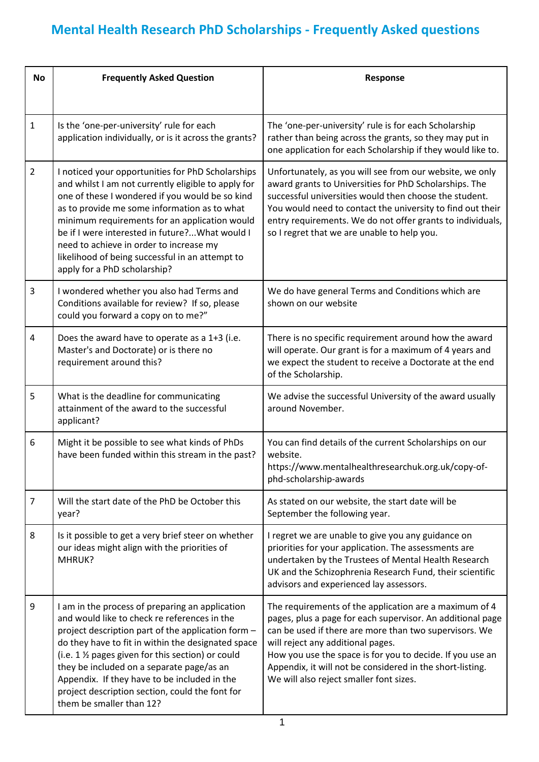# Mental Health Research PhD Scholarships - Frequently Asked questions

| No | Frequently Asked Question | Response |
|---|---|---|
| 1 | Is the 'one-per-university' rule for each application individually, or is it across the grants? | The 'one-per-university' rule is for each Scholarship rather than being across the grants, so they may put in one application for each Scholarship if they would like to. |
| 2 | I noticed your opportunities for PhD Scholarships and whilst I am not currently eligible to apply for one of these I wondered if you would be so kind as to provide me some information as to what minimum requirements for an application would be if I were interested in future?...What would I need to achieve in order to increase my likelihood of being successful in an attempt to apply for a PhD scholarship? | Unfortunately, as you will see from our website, we only award grants to Universities for PhD Scholarships. The successful universities would then choose the student. You would need to contact the university to find out their entry requirements. We do not offer grants to individuals, so I regret that we are unable to help you. |
| 3 | I wondered whether you also had Terms and Conditions available for review? If so, please could you forward a copy on to me?" | We do have general Terms and Conditions which are shown on our website |
| 4 | Does the award have to operate as a 1+3 (i.e. Master's and Doctorate) or is there no requirement around this? | There is no specific requirement around how the award will operate. Our grant is for a maximum of 4 years and we expect the student to receive a Doctorate at the end of the Scholarship. |
| 5 | What is the deadline for communicating attainment of the award to the successful applicant? | We advise the successful University of the award usually around November. |
| 6 | Might it be possible to see what kinds of PhDs have been funded within this stream in the past? | You can find details of the current Scholarships on our website. https://www.mentalhealthresearchuk.org.uk/copy-of-phd-scholarship-awards |
| 7 | Will the start date of the PhD be October this year? | As stated on our website, the start date will be September the following year. |
| 8 | Is it possible to get a very brief steer on whether our ideas might align with the priorities of MHRUK? | I regret we are unable to give you any guidance on priorities for your application. The assessments are undertaken by the Trustees of Mental Health Research UK and the Schizophrenia Research Fund, their scientific advisors and experienced lay assessors. |
| 9 | I am in the process of preparing an application and would like to check re references in the project description part of the application form – do they have to fit in within the designated space (i.e. 1 ½ pages given for this section) or could they be included on a separate page/as an Appendix. If they have to be included in the project description section, could the font for them be smaller than 12? | The requirements of the application are a maximum of 4 pages, plus a page for each supervisor. An additional page can be used if there are more than two supervisors. We will reject any additional pages.<br>How you use the space is for you to decide. If you use an Appendix, it will not be considered in the short-listing. We will also reject smaller font sizes. |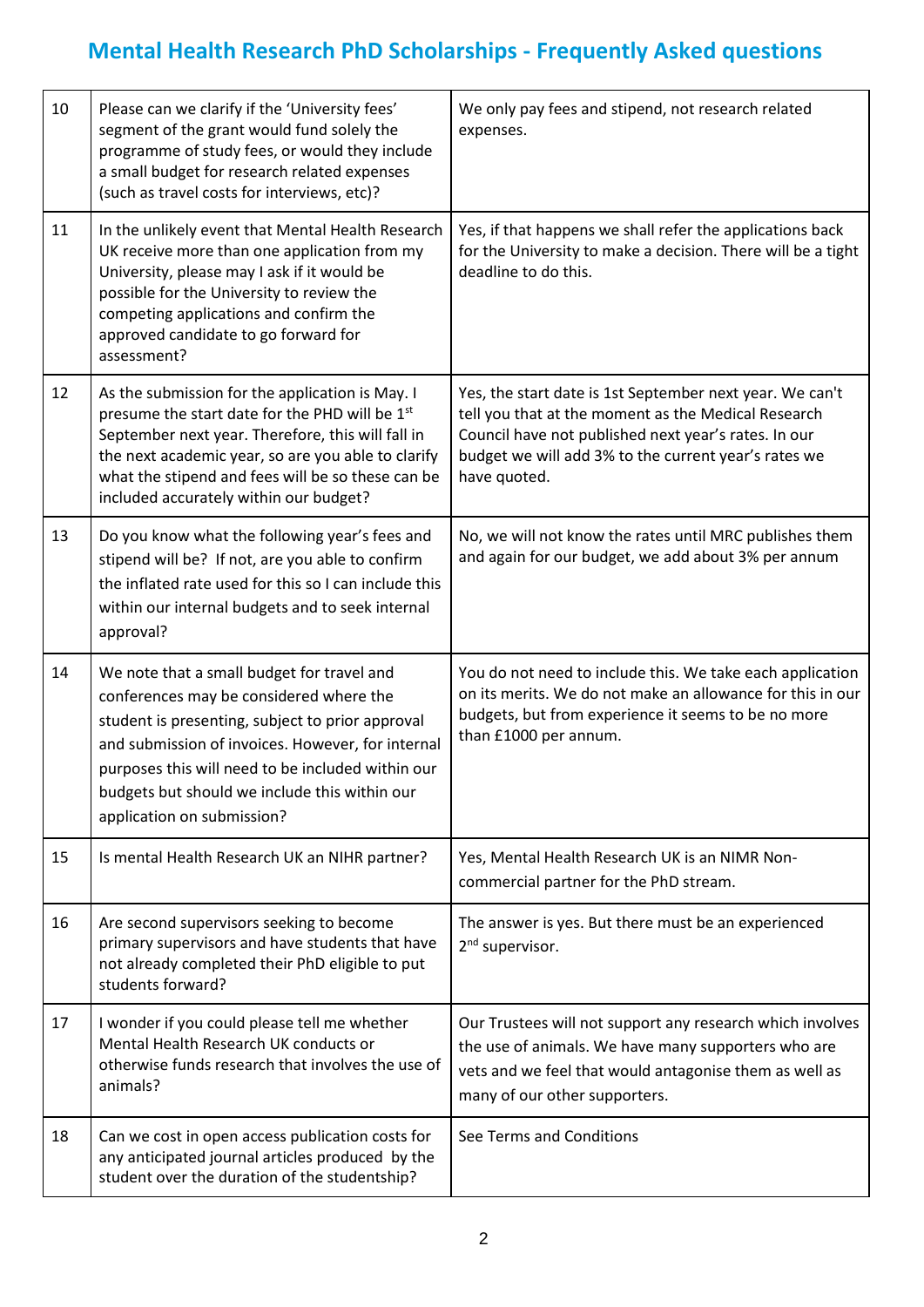# Mental Health Research PhD Scholarships - Frequently Asked questions

| | | |
|---|---|---|
| 10 | Please can we clarify if the 'University fees' segment of the grant would fund solely the programme of study fees, or would they include a small budget for research related expenses (such as travel costs for interviews, etc)? | We only pay fees and stipend, not research related expenses. |
| 11 | In the unlikely event that Mental Health Research UK receive more than one application from my University, please may I ask if it would be possible for the University to review the competing applications and confirm the approved candidate to go forward for assessment? | Yes, if that happens we shall refer the applications back for the University to make a decision. There will be a tight deadline to do this. |
| 12 | As the submission for the application is May. I presume the start date for the PHD will be 1st September next year. Therefore, this will fall in the next academic year, so are you able to clarify what the stipend and fees will be so these can be included accurately within our budget? | Yes, the start date is 1st September next year. We can't tell you that at the moment as the Medical Research Council have not published next year's rates. In our budget we will add 3% to the current year's rates we have quoted. |
| 13 | Do you know what the following year's fees and stipend will be? If not, are you able to confirm the inflated rate used for this so I can include this within our internal budgets and to seek internal approval? | No, we will not know the rates until MRC publishes them and again for our budget, we add about 3% per annum |
| 14 | We note that a small budget for travel and conferences may be considered where the student is presenting, subject to prior approval and submission of invoices. However, for internal purposes this will need to be included within our budgets but should we include this within our application on submission? | You do not need to include this. We take each application on its merits. We do not make an allowance for this in our budgets, but from experience it seems to be no more than £1000 per annum. |
| 15 | Is mental Health Research UK an NIHR partner? | Yes, Mental Health Research UK is an NIMR Non-commercial partner for the PhD stream. |
| 16 | Are second supervisors seeking to become primary supervisors and have students that have not already completed their PhD eligible to put students forward? | The answer is yes. But there must be an experienced 2nd supervisor. |
| 17 | I wonder if you could please tell me whether Mental Health Research UK conducts or otherwise funds research that involves the use of animals? | Our Trustees will not support any research which involves the use of animals. We have many supporters who are vets and we feel that would antagonise them as well as many of our other supporters. |
| 18 | Can we cost in open access publication costs for any anticipated journal articles produced by the student over the duration of the studentship? | See Terms and Conditions |